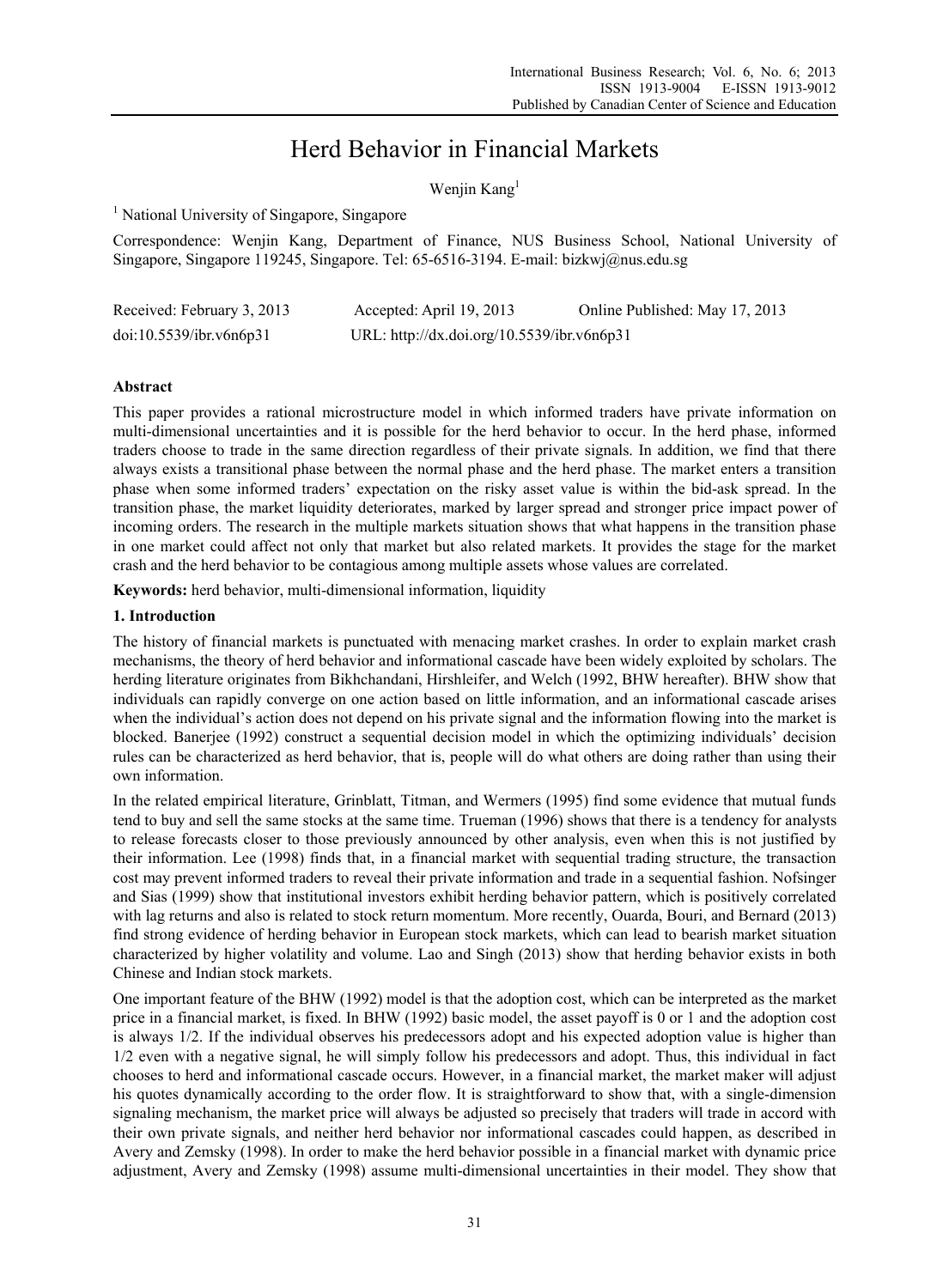# Herd Behavior in Financial Markets

Wenjin Kang[1]

[1] National University of Singapore, Singapore

Correspondence: Wenjin Kang, Department of Finance, NUS Business School, National University of Singapore, Singapore 119245, Singapore. Tel: 65-6516-3194. E-mail: bizkwj@nus.edu.sg

Received: February 3, 2013 Accepted: April 19, 2013 Online Published: May 17, 2013

doi:10.5539/ibr.v6n6p31 URL: http://dx.doi.org/10.5539/ibr.v6n6p31

## Abstract

This paper provides a rational microstructure model in which informed traders have private information on multi-dimensional uncertainties and it is possible for the herd behavior to occur. In the herd phase, informed traders choose to trade in the same direction regardless of their private signals. In addition, we find that there always exists a transitional phase between the normal phase and the herd phase. The market enters a transition phase when some informed traders' expectation on the risky asset value is within the bid-ask spread. In the transition phase, the market liquidity deteriorates, marked by larger spread and stronger price impact power of incoming orders. The research in the multiple markets situation shows that what happens in the transition phase in one market could affect not only that market but also related markets. It provides the stage for the market crash and the herd behavior to be contagious among multiple assets whose values are correlated.

**Keywords:** herd behavior, multi-dimensional information, liquidity

## 1. Introduction

The history of financial markets is punctuated with menacing market crashes. In order to explain market crash mechanisms, the theory of herd behavior and informational cascade have been widely exploited by scholars. The herding literature originates from Bikhchandani, Hirshleifer, and Welch (1992, BHW hereafter). BHW show that individuals can rapidly converge on one action based on little information, and an informational cascade arises when the individual's action does not depend on his private signal and the information flowing into the market is blocked. Banerjee (1992) construct a sequential decision model in which the optimizing individuals' decision rules can be characterized as herd behavior, that is, people will do what others are doing rather than using their own information.

In the related empirical literature, Grinblatt, Titman, and Wermers (1995) find some evidence that mutual funds tend to buy and sell the same stocks at the same time. Trueman (1996) shows that there is a tendency for analysts to release forecasts closer to those previously announced by other analysis, even when this is not justified by their information. Lee (1998) finds that, in a financial market with sequential trading structure, the transaction cost may prevent informed traders to reveal their private information and trade in a sequential fashion. Nofsinger and Sias (1999) show that institutional investors exhibit herding behavior pattern, which is positively correlated with lag returns and also is related to stock return momentum. More recently, Ouarda, Bouri, and Bernard (2013) find strong evidence of herding behavior in European stock markets, which can lead to bearish market situation characterized by higher volatility and volume. Lao and Singh (2013) show that herding behavior exists in both Chinese and Indian stock markets.

One important feature of the BHW (1992) model is that the adoption cost, which can be interpreted as the market price in a financial market, is fixed. In BHW (1992) basic model, the asset payoff is 0 or 1 and the adoption cost is always 1/2. If the individual observes his predecessors adopt and his expected adoption value is higher than 1/2 even with a negative signal, he will simply follow his predecessors and adopt. Thus, this individual in fact chooses to herd and informational cascade occurs. However, in a financial market, the market maker will adjust his quotes dynamically according to the order flow. It is straightforward to show that, with a single-dimension signaling mechanism, the market price will always be adjusted so precisely that traders will trade in accord with their own private signals, and neither herd behavior nor informational cascades could happen, as described in Avery and Zemsky (1998). In order to make the herd behavior possible in a financial market with dynamic price adjustment, Avery and Zemsky (1998) assume multi-dimensional uncertainties in their model. They show that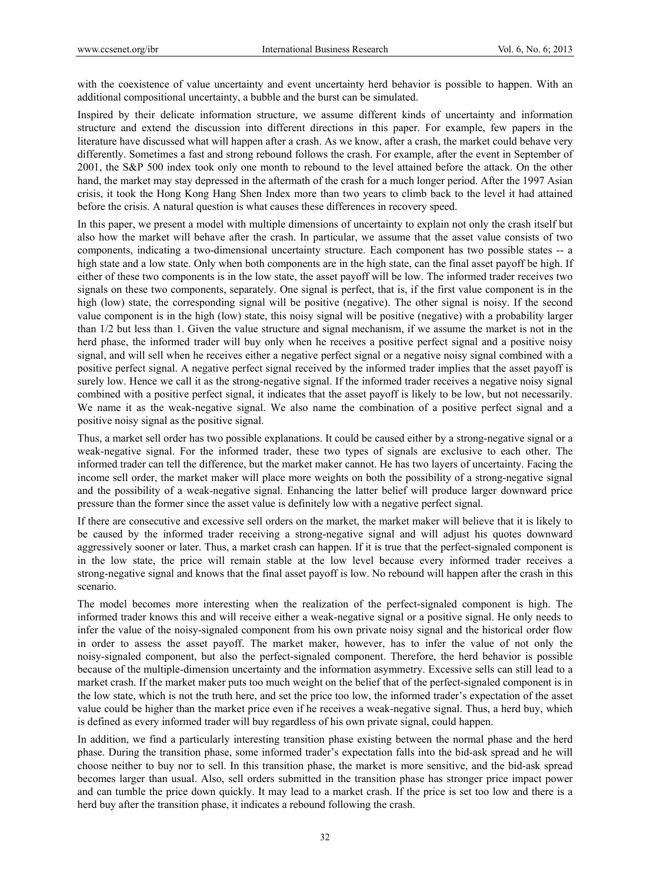with the coexistence of value uncertainty and event uncertainty herd behavior is possible to happen. With an additional compositional uncertainty, a bubble and the burst can be simulated.

Inspired by their delicate information structure, we assume different kinds of uncertainty and information structure and extend the discussion into different directions in this paper. For example, few papers in the literature have discussed what will happen after a crash. As we know, after a crash, the market could behave very differently. Sometimes a fast and strong rebound follows the crash. For example, after the event in September of 2001, the S&P 500 index took only one month to rebound to the level attained before the attack. On the other hand, the market may stay depressed in the aftermath of the crash for a much longer period. After the 1997 Asian crisis, it took the Hong Kong Hang Shen Index more than two years to climb back to the level it had attained before the crisis. A natural question is what causes these differences in recovery speed.

In this paper, we present a model with multiple dimensions of uncertainty to explain not only the crash itself but also how the market will behave after the crash. In particular, we assume that the asset value consists of two components, indicating a two-dimensional uncertainty structure. Each component has two possible states -- a high state and a low state. Only when both components are in the high state, can the final asset payoff be high. If either of these two components is in the low state, the asset payoff will be low. The informed trader receives two signals on these two components, separately. One signal is perfect, that is, if the first value component is in the high (low) state, the corresponding signal will be positive (negative). The other signal is noisy. If the second value component is in the high (low) state, this noisy signal will be positive (negative) with a probability larger than 1/2 but less than 1. Given the value structure and signal mechanism, if we assume the market is not in the herd phase, the informed trader will buy only when he receives a positive perfect signal and a positive noisy signal, and will sell when he receives either a negative perfect signal or a negative noisy signal combined with a positive perfect signal. A negative perfect signal received by the informed trader implies that the asset payoff is surely low. Hence we call it as the strong-negative signal. If the informed trader receives a negative noisy signal combined with a positive perfect signal, it indicates that the asset payoff is likely to be low, but not necessarily. We name it as the weak-negative signal. We also name the combination of a positive perfect signal and a positive noisy signal as the positive signal.

Thus, a market sell order has two possible explanations. It could be caused either by a strong-negative signal or a weak-negative signal. For the informed trader, these two types of signals are exclusive to each other. The informed trader can tell the difference, but the market maker cannot. He has two layers of uncertainty. Facing the income sell order, the market maker will place more weights on both the possibility of a strong-negative signal and the possibility of a weak-negative signal. Enhancing the latter belief will produce larger downward price pressure than the former since the asset value is definitely low with a negative perfect signal.

If there are consecutive and excessive sell orders on the market, the market maker will believe that it is likely to be caused by the informed trader receiving a strong-negative signal and will adjust his quotes downward aggressively sooner or later. Thus, a market crash can happen. If it is true that the perfect-signaled component is in the low state, the price will remain stable at the low level because every informed trader receives a strong-negative signal and knows that the final asset payoff is low. No rebound will happen after the crash in this scenario.

The model becomes more interesting when the realization of the perfect-signaled component is high. The informed trader knows this and will receive either a weak-negative signal or a positive signal. He only needs to infer the value of the noisy-signaled component from his own private noisy signal and the historical order flow in order to assess the asset payoff. The market maker, however, has to infer the value of not only the noisy-signaled component, but also the perfect-signaled component. Therefore, the herd behavior is possible because of the multiple-dimension uncertainty and the information asymmetry. Excessive sells can still lead to a market crash. If the market maker puts too much weight on the belief that of the perfect-signaled component is in the low state, which is not the truth here, and set the price too low, the informed trader's expectation of the asset value could be higher than the market price even if he receives a weak-negative signal. Thus, a herd buy, which is defined as every informed trader will buy regardless of his own private signal, could happen.

In addition, we find a particularly interesting transition phase existing between the normal phase and the herd phase. During the transition phase, some informed trader's expectation falls into the bid-ask spread and he will choose neither to buy nor to sell. In this transition phase, the market is more sensitive, and the bid-ask spread becomes larger than usual. Also, sell orders submitted in the transition phase has stronger price impact power and can tumble the price down quickly. It may lead to a market crash. If the price is set too low and there is a herd buy after the transition phase, it indicates a rebound following the crash.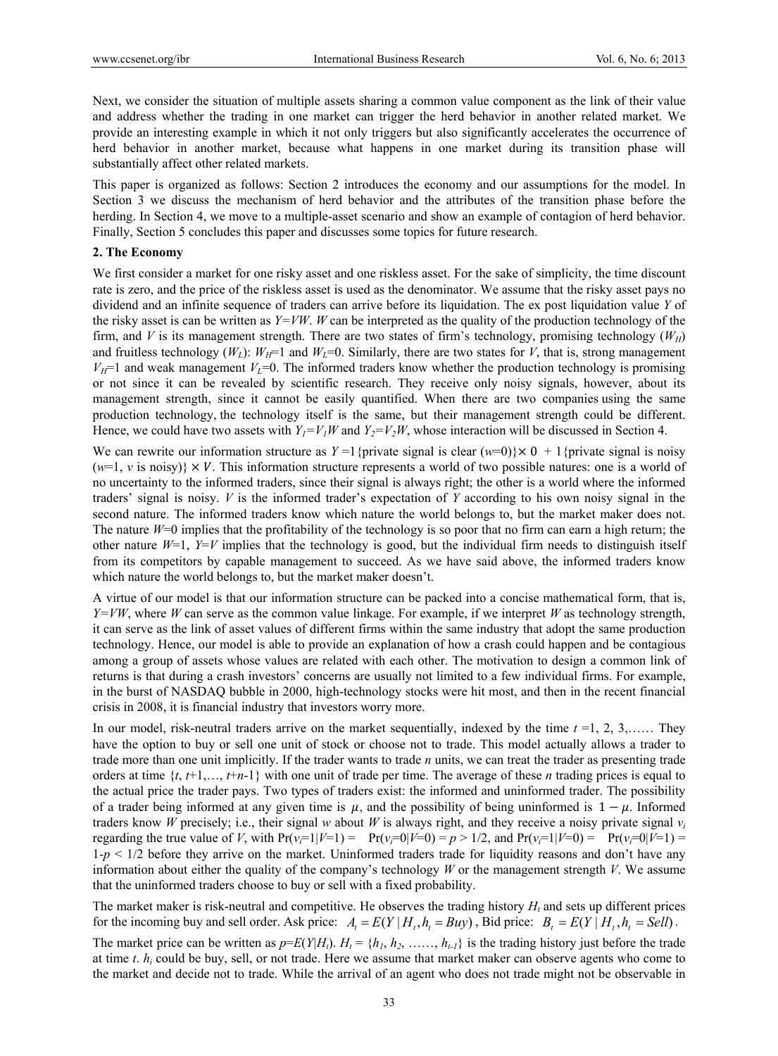Next, we consider the situation of multiple assets sharing a common value component as the link of their value and address whether the trading in one market can trigger the herd behavior in another related market. We provide an interesting example in which it not only triggers but also significantly accelerates the occurrence of herd behavior in another market, because what happens in one market during its transition phase will substantially affect other related markets.

This paper is organized as follows: Section 2 introduces the economy and our assumptions for the model. In Section 3 we discuss the mechanism of herd behavior and the attributes of the transition phase before the herding. In Section 4, we move to a multiple-asset scenario and show an example of contagion of herd behavior. Finally, Section 5 concludes this paper and discusses some topics for future research.

## 2. The Economy

We first consider a market for one risky asset and one riskless asset. For the sake of simplicity, the time discount rate is zero, and the price of the riskless asset is used as the denominator. We assume that the risky asset pays no dividend and an infinite sequence of traders can arrive before its liquidation. The ex post liquidation value $Y$ of the risky asset is can be written as $Y=VW$. $W$ can be interpreted as the quality of the production technology of the firm, and $V$ is its management strength. There are two states of firm's technology, promising technology ($W_H$) and fruitless technology ($W_L$): $W_H$=1 and $W_L$=0. Similarly, there are two states for $V$, that is, strong management $V_H$=1 and weak management $V_L$=0. The informed traders know whether the production technology is promising or not since it can be revealed by scientific research. They receive only noisy signals, however, about its management strength, since it cannot be easily quantified. When there are two companies using the same production technology, the technology itself is the same, but their management strength could be different. Hence, we could have two assets with $Y_1=V_1W$ and $Y_2=V_2W$, whose interaction will be discussed in Section 4.

We can rewrite our information structure as $Y$ =1{private signal is clear ($w$=0)}$\times$ 0 + 1{private signal is noisy ($w$=1, $v$ is noisy)} $\times V$. This information structure represents a world of two possible natures: one is a world of no uncertainty to the informed traders, since their signal is always right; the other is a world where the informed traders' signal is noisy. $V$ is the informed trader's expectation of $Y$ according to his own noisy signal in the second nature. The informed traders know which nature the world belongs to, but the market maker does not. The nature $W$=0 implies that the profitability of the technology is so poor that no firm can earn a high return; the other nature $W$=1, $Y$=$V$ implies that the technology is good, but the individual firm needs to distinguish itself from its competitors by capable management to succeed. As we have said above, the informed traders know which nature the world belongs to, but the market maker doesn't.

A virtue of our model is that our information structure can be packed into a concise mathematical form, that is, $Y$=$VW$, where $W$ can serve as the common value linkage. For example, if we interpret $W$ as technology strength, it can serve as the link of asset values of different firms within the same industry that adopt the same production technology. Hence, our model is able to provide an explanation of how a crash could happen and be contagious among a group of assets whose values are related with each other. The motivation to design a common link of returns is that during a crash investors' concerns are usually not limited to a few individual firms. For example, in the burst of NASDAQ bubble in 2000, high-technology stocks were hit most, and then in the recent financial crisis in 2008, it is financial industry that investors worry more.

In our model, risk-neutral traders arrive on the market sequentially, indexed by the time $t$ =1, 2, 3,…… They have the option to buy or sell one unit of stock or choose not to trade. This model actually allows a trader to trade more than one unit implicitly. If the trader wants to trade $n$ units, we can treat the trader as presenting trade orders at time {$t$, $t$+1,…, $t$+$n$-1} with one unit of trade per time. The average of these $n$ trading prices is equal to the actual price the trader pays. Two types of traders exist: the informed and uninformed trader. The possibility of a trader being informed at any given time is $\mu$, and the possibility of being uninformed is $1-\mu$. Informed traders know $W$ precisely; i.e., their signal $w$ about $W$ is always right, and they receive a noisy private signal $v_i$ regarding the true value of $V$, with $\Pr(v_i=1|V=1) = \Pr(v_i=0|V=0) = p > 1/2$, and $\Pr(v_i=1|V=0) = \Pr(v_i=0|V=1) = 1-p < 1/2$ before they arrive on the market. Uninformed traders trade for liquidity reasons and don't have any information about either the quality of the company's technology $W$ or the management strength $V$. We assume that the uninformed traders choose to buy or sell with a fixed probability.

The market maker is risk-neutral and competitive. He observes the trading history $H_t$ and sets up different prices for the incoming buy and sell order. Ask price: $A_t = E(Y \mid H_t, h_t = Buy)$, Bid price: $B_t = E(Y \mid H_t, h_t = Sell)$.

The market price can be written as $p$=$E(Y|H_t)$. $H_t$ = {$h_1$, $h_2$, ……, $h_{t-1}$} is the trading history just before the trade at time $t$. $h_i$ could be buy, sell, or not trade. Here we assume that market maker can observe agents who come to the market and decide not to trade. While the arrival of an agent who does not trade might not be observable in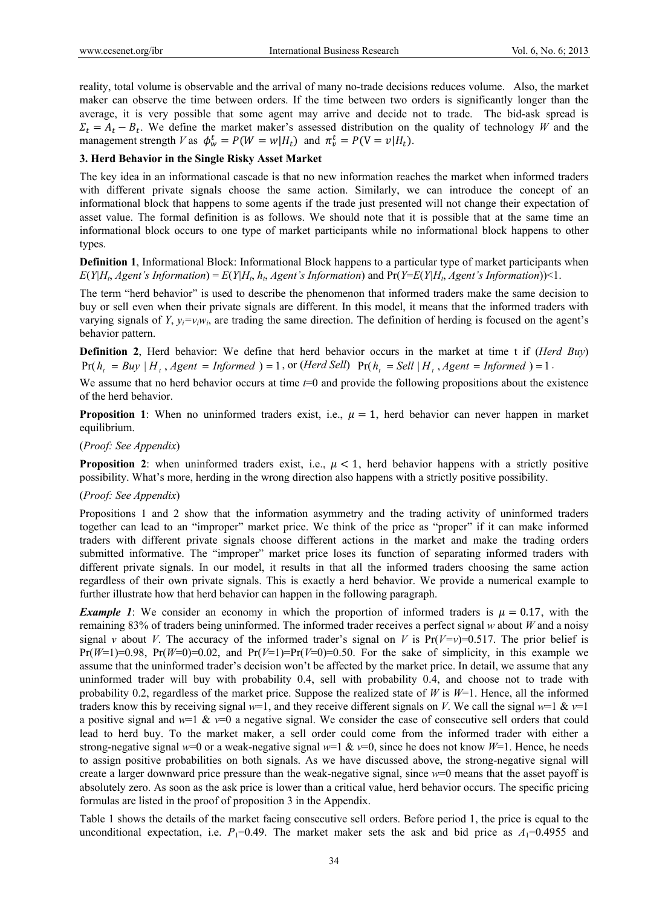reality, total volume is observable and the arrival of many no-trade decisions reduces volume. Also, the market maker can observe the time between orders. If the time between two orders is significantly longer than the average, it is very possible that some agent may arrive and decide not to trade. The bid-ask spread is $\Sigma_t = A_t - B_t$. We define the market maker's assessed distribution on the quality of technology $W$ and the management strength $V$ as $\phi_w^t = P(W = w|H_t)$ and $\pi_v^t = P(V = v|H_t)$.

## 3. Herd Behavior in the Single Risky Asset Market

The key idea in an informational cascade is that no new information reaches the market when informed traders with different private signals choose the same action. Similarly, we can introduce the concept of an informational block that happens to some agents if the trade just presented will not change their expectation of asset value. The formal definition is as follows. We should note that it is possible that at the same time an informational block occurs to one type of market participants while no informational block happens to other types.

**Definition 1**, Informational Block: Informational Block happens to a particular type of market participants when $E(Y|H_t, \text{Agent's Information}) = E(Y|H_t, h_t, \text{Agent's Information})$ and $\Pr(Y{=}E(Y|H_t, \text{Agent's Information}))<1$.

The term "herd behavior" is used to describe the phenomenon that informed traders make the same decision to buy or sell even when their private signals are different. In this model, it means that the informed traders with varying signals of $Y$, $y_i = v_i w_i$, are trading the same direction. The definition of herding is focused on the agent's behavior pattern.

**Definition 2**, Herd behavior: We define that herd behavior occurs in the market at time t if (*Herd Buy*) $\Pr(h_t = Buy \mid H_t, Agent = Informed) = 1$, or (*Herd Sell*) $\Pr(h_t = Sell \mid H_t, Agent = Informed) = 1$.

We assume that no herd behavior occurs at time $t$=0 and provide the following propositions about the existence of the herd behavior.

**Proposition 1**: When no uninformed traders exist, i.e., $\mu = 1$, herd behavior can never happen in market equilibrium.

(*Proof: See Appendix*)

**Proposition 2**: when uninformed traders exist, i.e., $\mu < 1$, herd behavior happens with a strictly positive possibility. What's more, herding in the wrong direction also happens with a strictly positive possibility.

(*Proof: See Appendix*)

Propositions 1 and 2 show that the information asymmetry and the trading activity of uninformed traders together can lead to an "improper" market price. We think of the price as "proper" if it can make informed traders with different private signals choose different actions in the market and make the trading orders submitted informative. The "improper" market price loses its function of separating informed traders with different private signals. In our model, it results in that all the informed traders choosing the same action regardless of their own private signals. This is exactly a herd behavior. We provide a numerical example to further illustrate how that herd behavior can happen in the following paragraph.

***Example 1***: We consider an economy in which the proportion of informed traders is $\mu = 0.17$, with the remaining 83% of traders being uninformed. The informed trader receives a perfect signal $w$ about $W$ and a noisy signal $v$ about $V$. The accuracy of the informed trader's signal on $V$ is $\Pr(V{=}v)=0.517$. The prior belief is $\Pr(W{=}1)=0.98$, $\Pr(W{=}0)=0.02$, and $\Pr(V{=}1)=\Pr(V{=}0)=0.50$. For the sake of simplicity, in this example we assume that the uninformed trader's decision won't be affected by the market price. In detail, we assume that any uninformed trader will buy with probability 0.4, sell with probability 0.4, and choose not to trade with probability 0.2, regardless of the market price. Suppose the realized state of $W$ is $W$=1. Hence, all the informed traders know this by receiving signal $w$=1, and they receive different signals on $V$. We call the signal $w$=1 & $v$=1 a positive signal and $w$=1 & $v$=0 a negative signal. We consider the case of consecutive sell orders that could lead to herd buy. To the market maker, a sell order could come from the informed trader with either a strong-negative signal $w$=0 or a weak-negative signal $w$=1 & $v$=0, since he does not know $W$=1. Hence, he needs to assign positive probabilities on both signals. As we have discussed above, the strong-negative signal will create a larger downward price pressure than the weak-negative signal, since $w$=0 means that the asset payoff is absolutely zero. As soon as the ask price is lower than a critical value, herd behavior occurs. The specific pricing formulas are listed in the proof of proposition 3 in the Appendix.

Table 1 shows the details of the market facing consecutive sell orders. Before period 1, the price is equal to the unconditional expectation, i.e. $P_1$=0.49. The market maker sets the ask and bid price as $A_1$=0.4955 and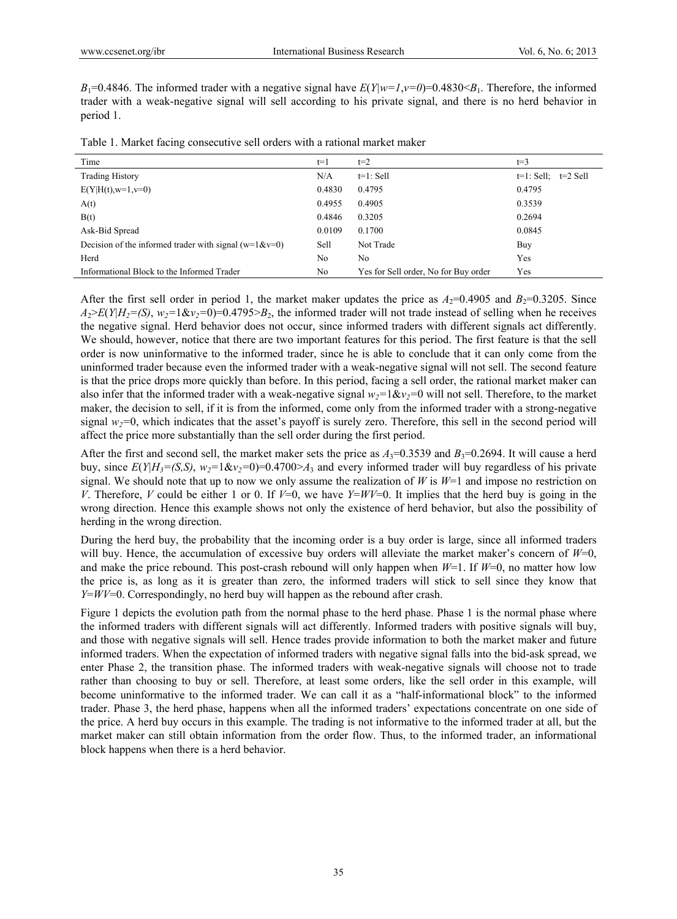$B_1$=0.4846. The informed trader with a negative signal have $E(Y|w=1,v=0)$=0.4830<$B_1$. Therefore, the informed trader with a weak-negative signal will sell according to his private signal, and there is no herd behavior in period 1.

Table 1. Market facing consecutive sell orders with a rational market maker

| Time | t=1 | t=2 | t=3 |
|---|---|---|---|
| Trading History | N/A | t=1: Sell | t=1: Sell; t=2 Sell |
| E(Y\|H(t),w=1,v=0) | 0.4830 | 0.4795 | 0.4795 |
| A(t) | 0.4955 | 0.4905 | 0.3539 |
| B(t) | 0.4846 | 0.3205 | 0.2694 |
| Ask-Bid Spread | 0.0109 | 0.1700 | 0.0845 |
| Decision of the informed trader with signal (w=1&v=0) | Sell | Not Trade | Buy |
| Herd | No | No | Yes |
| Informational Block to the Informed Trader | No | Yes for Sell order, No for Buy order | Yes |

After the first sell order in period 1, the market maker updates the price as $A_2$=0.4905 and $B_2$=0.3205. Since $A_2$>$E(Y|H_2=(S), w_2=1\&v_2=0)$=0.4795>$B_2$, the informed trader will not trade instead of selling when he receives the negative signal. Herd behavior does not occur, since informed traders with different signals act differently. We should, however, notice that there are two important features for this period. The first feature is that the sell order is now uninformative to the informed trader, since he is able to conclude that it can only come from the uninformed trader because even the informed trader with a weak-negative signal will not sell. The second feature is that the price drops more quickly than before. In this period, facing a sell order, the rational market maker can also infer that the informed trader with a weak-negative signal $w_2=1\&v_2=0$ will not sell. Therefore, to the market maker, the decision to sell, if it is from the informed, come only from the informed trader with a strong-negative signal $w_2=0$, which indicates that the asset's payoff is surely zero. Therefore, this sell in the second period will affect the price more substantially than the sell order during the first period.

After the first and second sell, the market maker sets the price as $A_3$=0.3539 and $B_3$=0.2694. It will cause a herd buy, since $E(Y|H_3=(S,S), w_2=1\&v_2=0)$=0.4700>$A_3$ and every informed trader will buy regardless of his private signal. We should note that up to now we only assume the realization of $W$ is $W$=1 and impose no restriction on $V$. Therefore, $V$ could be either 1 or 0. If $V$=0, we have $Y$=$WV$=0. It implies that the herd buy is going in the wrong direction. Hence this example shows not only the existence of herd behavior, but also the possibility of herding in the wrong direction.

During the herd buy, the probability that the incoming order is a buy order is large, since all informed traders will buy. Hence, the accumulation of excessive buy orders will alleviate the market maker's concern of $W$=0, and make the price rebound. This post-crash rebound will only happen when $W$=1. If $W$=0, no matter how low the price is, as long as it is greater than zero, the informed traders will stick to sell since they know that $Y$=$WV$=0. Correspondingly, no herd buy will happen as the rebound after crash.

Figure 1 depicts the evolution path from the normal phase to the herd phase. Phase 1 is the normal phase where the informed traders with different signals will act differently. Informed traders with positive signals will buy, and those with negative signals will sell. Hence trades provide information to both the market maker and future informed traders. When the expectation of informed traders with negative signal falls into the bid-ask spread, we enter Phase 2, the transition phase. The informed traders with weak-negative signals will choose not to trade rather than choosing to buy or sell. Therefore, at least some orders, like the sell order in this example, will become uninformative to the informed trader. We can call it as a "half-informational block" to the informed trader. Phase 3, the herd phase, happens when all the informed traders' expectations concentrate on one side of the price. A herd buy occurs in this example. The trading is not informative to the informed trader at all, but the market maker can still obtain information from the order flow. Thus, to the informed trader, an informational block happens when there is a herd behavior.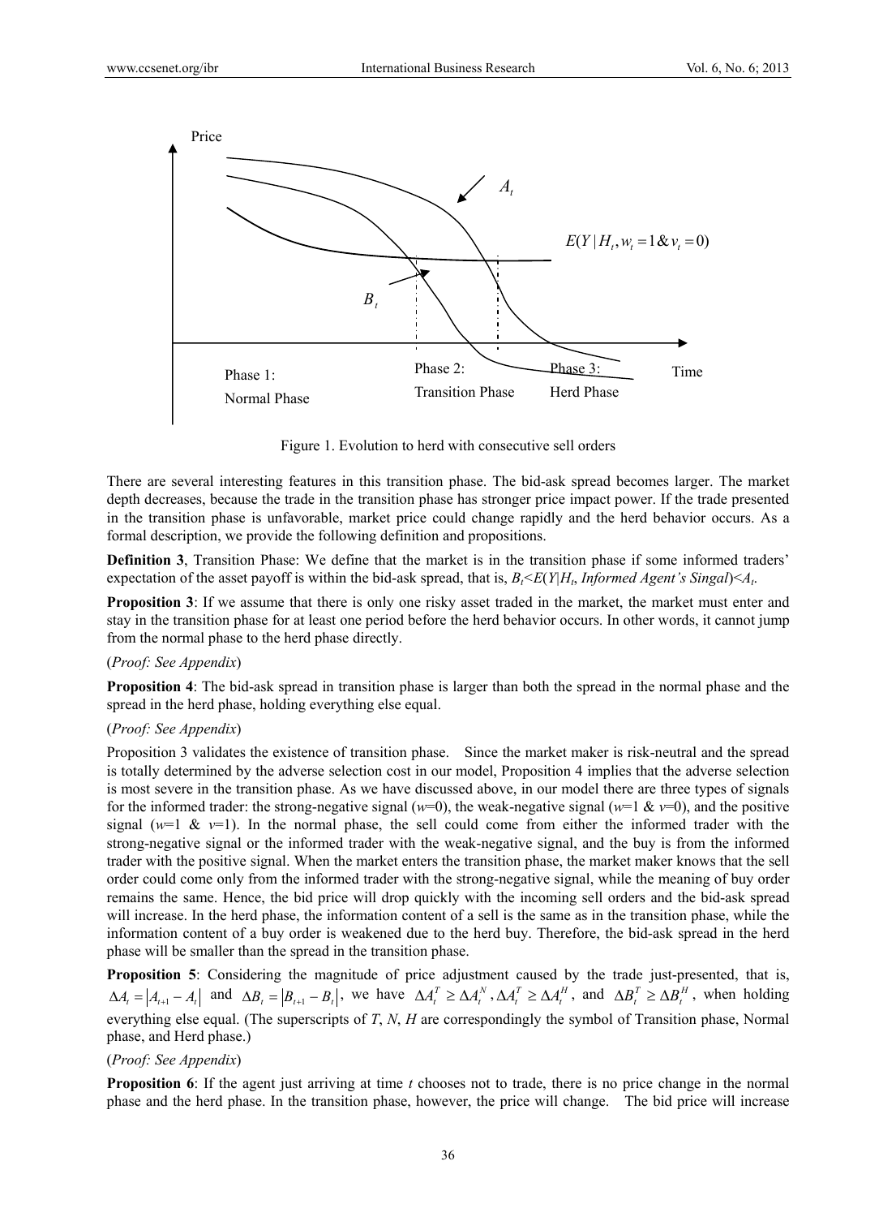Figure 1. Evolution to herd with consecutive sell orders

There are several interesting features in this transition phase. The bid-ask spread becomes larger. The market depth decreases, because the trade in the transition phase has stronger price impact power. If the trade presented in the transition phase is unfavorable, market price could change rapidly and the herd behavior occurs. As a formal description, we provide the following definition and propositions.

**Definition 3**, Transition Phase: We define that the market is in the transition phase if some informed traders' expectation of the asset payoff is within the bid-ask spread, that is, $B_t$<$E$($Y$|$H_t$, *Informed Agent's Singal*)<$A_t$.

**Proposition 3**: If we assume that there is only one risky asset traded in the market, the market must enter and stay in the transition phase for at least one period before the herd behavior occurs. In other words, it cannot jump from the normal phase to the herd phase directly.

(*Proof: See Appendix*)

**Proposition 4**: The bid-ask spread in transition phase is larger than both the spread in the normal phase and the spread in the herd phase, holding everything else equal.

(*Proof: See Appendix*)

Proposition 3 validates the existence of transition phase. Since the market maker is risk-neutral and the spread is totally determined by the adverse selection cost in our model, Proposition 4 implies that the adverse selection is most severe in the transition phase. As we have discussed above, in our model there are three types of signals for the informed trader: the strong-negative signal ($w$=0), the weak-negative signal ($w$=1 & $v$=0), and the positive signal ($w$=1 & $v$=1). In the normal phase, the sell could come from either the informed trader with the strong-negative signal or the informed trader with the weak-negative signal, and the buy is from the informed trader with the positive signal. When the market enters the transition phase, the market maker knows that the sell order could come only from the informed trader with the strong-negative signal, while the meaning of buy order remains the same. Hence, the bid price will drop quickly with the incoming sell orders and the bid-ask spread will increase. In the herd phase, the information content of a sell is the same as in the transition phase, while the information content of a buy order is weakened due to the herd buy. Therefore, the bid-ask spread in the herd phase will be smaller than the spread in the transition phase.

**Proposition 5**: Considering the magnitude of price adjustment caused by the trade just-presented, that is, $\Delta A_t = |A_{t+1} - A_t|$ and $\Delta B_t = |B_{t+1} - B_t|$, we have $\Delta A_t^T \geq \Delta A_t^N$, $\Delta A_t^T \geq \Delta A_t^H$, and $\Delta B_t^T \geq \Delta B_t^H$, when holding everything else equal. (The superscripts of $T$, $N$, $H$ are correspondingly the symbol of Transition phase, Normal phase, and Herd phase.)

(*Proof: See Appendix*)

**Proposition 6**: If the agent just arriving at time $t$ chooses not to trade, there is no price change in the normal phase and the herd phase. In the transition phase, however, the price will change. The bid price will increase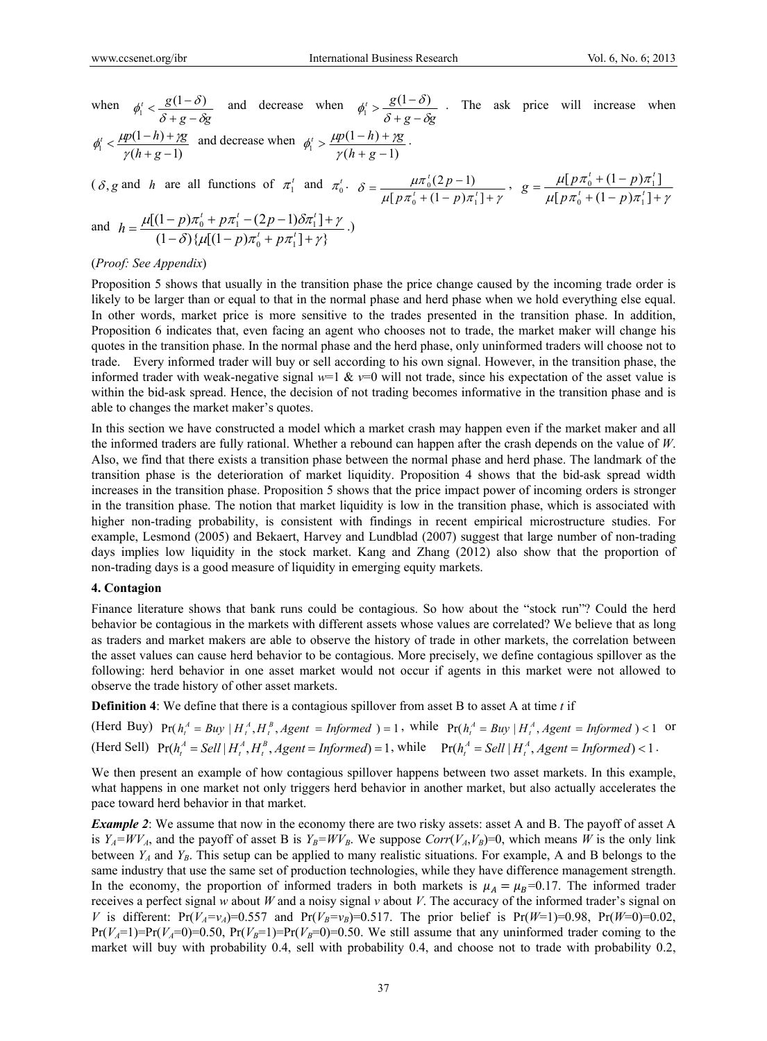when $\phi_1^t < \frac{g(1-\delta)}{\delta + g - \delta g}$ and decrease when $\phi_1^t > \frac{g(1-\delta)}{\delta + g - \delta g}$. The ask price will increase when $\phi_1^t < \frac{\mu p(1-h) + \gamma g}{\gamma(h+g-1)}$ and decrease when $\phi_1^t > \frac{\mu p(1-h) + \gamma g}{\gamma(h+g-1)}$.

($\delta, g$ and $h$ are all functions of $\pi_1^t$ and $\pi_0^t$. $\delta = \frac{\mu \pi_0^t (2p-1)}{\mu[p\pi_0^t + (1-p)\pi_1^t] + \gamma}$, $g = \frac{\mu[p\pi_0^t + (1-p)\pi_1^t]}{\mu[p\pi_0^t + (1-p)\pi_1^t] + \gamma}$ and $h = \frac{\mu[(1-p)\pi_0^t + p\pi_1^t - (2p-1)\delta\pi_1^t] + \gamma}{(1-\delta)\{\mu[(1-p)\pi_0^t + p\pi_1^t] + \gamma\}}$.)

(*Proof: See Appendix*)

Proposition 5 shows that usually in the transition phase the price change caused by the incoming trade order is likely to be larger than or equal to that in the normal phase and herd phase when we hold everything else equal. In other words, market price is more sensitive to the trades presented in the transition phase. In addition, Proposition 6 indicates that, even facing an agent who chooses not to trade, the market maker will change his quotes in the transition phase. In the normal phase and the herd phase, only uninformed traders will choose not to trade. Every informed trader will buy or sell according to his own signal. However, in the transition phase, the informed trader with weak-negative signal $w$=1 & $v$=0 will not trade, since his expectation of the asset value is within the bid-ask spread. Hence, the decision of not trading becomes informative in the transition phase and is able to changes the market maker's quotes.

In this section we have constructed a model which a market crash may happen even if the market maker and all the informed traders are fully rational. Whether a rebound can happen after the crash depends on the value of $W$. Also, we find that there exists a transition phase between the normal phase and herd phase. The landmark of the transition phase is the deterioration of market liquidity. Proposition 4 shows that the bid-ask spread width increases in the transition phase. Proposition 5 shows that the price impact power of incoming orders is stronger in the transition phase. The notion that market liquidity is low in the transition phase, which is associated with higher non-trading probability, is consistent with findings in recent empirical microstructure studies. For example, Lesmond (2005) and Bekaert, Harvey and Lundblad (2007) suggest that large number of non-trading days implies low liquidity in the stock market. Kang and Zhang (2012) also show that the proportion of non-trading days is a good measure of liquidity in emerging equity markets.

## 4. Contagion

Finance literature shows that bank runs could be contagious. So how about the "stock run"? Could the herd behavior be contagious in the markets with different assets whose values are correlated? We believe that as long as traders and market makers are able to observe the history of trade in other markets, the correlation between the asset values can cause herd behavior to be contagious. More precisely, we define contagious spillover as the following: herd behavior in one asset market would not occur if agents in this market were not allowed to observe the trade history of other asset markets.

**Definition 4**: We define that there is a contagious spillover from asset B to asset A at time $t$ if

(Herd Buy) $\Pr(h_t^A = Buy \mid H_t^A, H_t^B, Agent = Informed) = 1$, while $\Pr(h_t^A = Buy \mid H_t^A, Agent = Informed) < 1$ or

(Herd Sell) $\Pr(h_t^A = Sell \mid H_t^A, H_t^B, Agent = Informed) = 1$, while $\Pr(h_t^A = Sell \mid H_t^A, Agent = Informed) < 1$.

We then present an example of how contagious spillover happens between two asset markets. In this example, what happens in one market not only triggers herd behavior in another market, but also actually accelerates the pace toward herd behavior in that market.

***Example 2***: We assume that now in the economy there are two risky assets: asset A and B. The payoff of asset A is $Y_A$=$WV_A$, and the payoff of asset B is $Y_B$=$WV_B$. We suppose $Corr(V_A,V_B)$=0, which means $W$ is the only link between $Y_A$ and $Y_B$. This setup can be applied to many realistic situations. For example, A and B belongs to the same industry that use the same set of production technologies, while they have difference management strength. In the economy, the proportion of informed traders in both markets is $\mu_A = \mu_B$=0.17. The informed trader receives a perfect signal $w$ about $W$ and a noisy signal $v$ about $V$. The accuracy of the informed trader's signal on $V$ is different: $\Pr(V_A=v_A)$=0.557 and $\Pr(V_B=v_B)$=0.517. The prior belief is $\Pr(W=1)$=0.98, $\Pr(W=0)$=0.02, $\Pr(V_A=1)$=$\Pr(V_A=0)$=0.50, $\Pr(V_B=1)$=$\Pr(V_B=0)$=0.50. We still assume that any uninformed trader coming to the market will buy with probability 0.4, sell with probability 0.4, and choose not to trade with probability 0.2,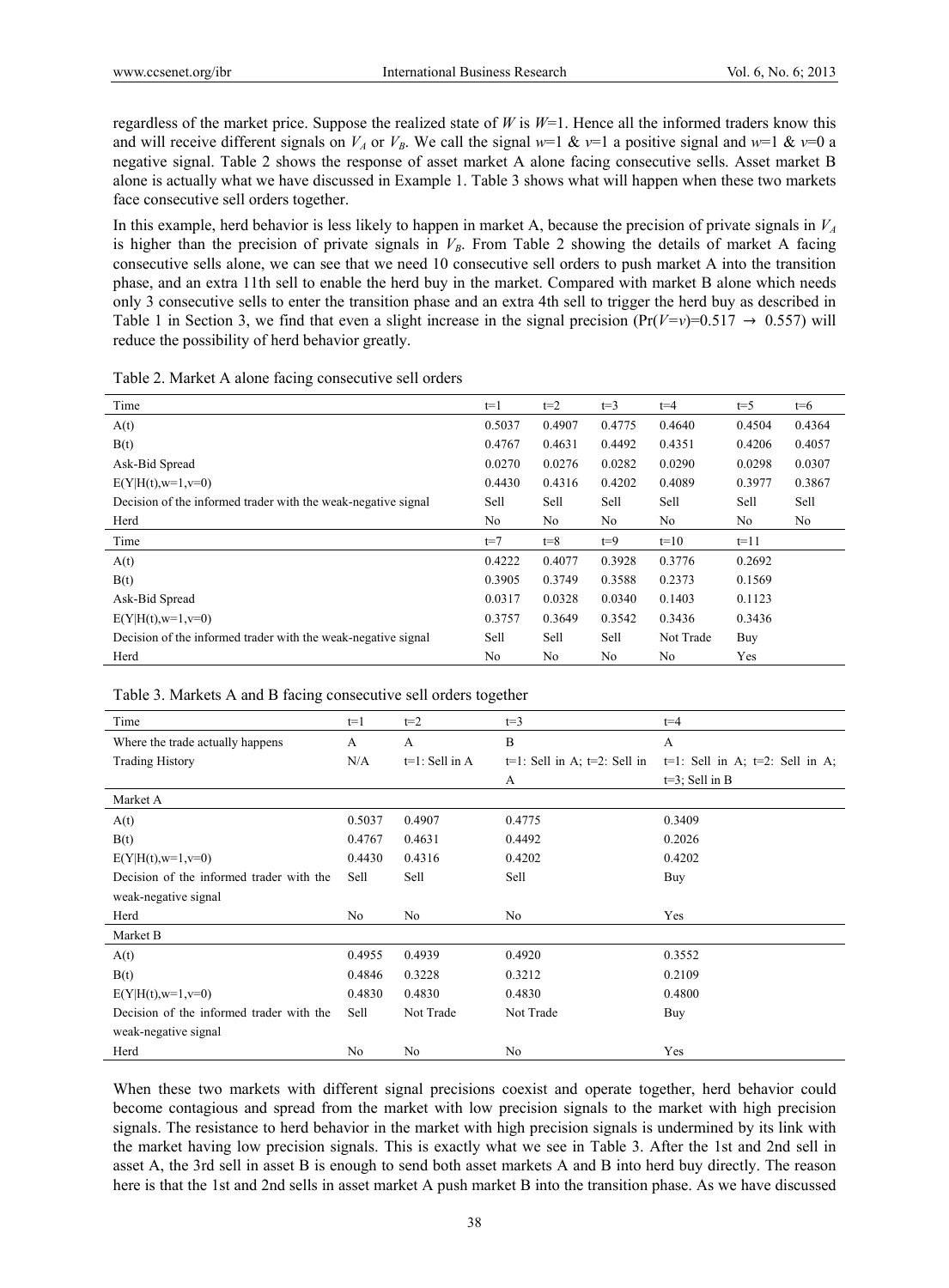regardless of the market price. Suppose the realized state of $W$ is $W$=1. Hence all the informed traders know this and will receive different signals on $V_A$ or $V_B$. We call the signal $w$=1 & $v$=1 a positive signal and $w$=1 & $v$=0 a negative signal. Table 2 shows the response of asset market A alone facing consecutive sells. Asset market B alone is actually what we have discussed in Example 1. Table 3 shows what will happen when these two markets face consecutive sell orders together.

In this example, herd behavior is less likely to happen in market A, because the precision of private signals in $V_A$ is higher than the precision of private signals in $V_B$. From Table 2 showing the details of market A facing consecutive sells alone, we can see that we need 10 consecutive sell orders to push market A into the transition phase, and an extra 11th sell to enable the herd buy in the market. Compared with market B alone which needs only 3 consecutive sells to enter the transition phase and an extra 4th sell to trigger the herd buy as described in Table 1 in Section 3, we find that even a slight increase in the signal precision (Pr($V$=$v$)=0.517 → 0.557) will reduce the possibility of herd behavior greatly.

Table 2. Market A alone facing consecutive sell orders

| Time | t=1 | t=2 | t=3 | t=4 | t=5 | t=6 |
|---|---|---|---|---|---|---|
| A(t) | 0.5037 | 0.4907 | 0.4775 | 0.4640 | 0.4504 | 0.4364 |
| B(t) | 0.4767 | 0.4631 | 0.4492 | 0.4351 | 0.4206 | 0.4057 |
| Ask-Bid Spread | 0.0270 | 0.0276 | 0.0282 | 0.0290 | 0.0298 | 0.0307 |
| E(Y\|H(t),w=1,v=0) | 0.4430 | 0.4316 | 0.4202 | 0.4089 | 0.3977 | 0.3867 |
| Decision of the informed trader with the weak-negative signal | Sell | Sell | Sell | Sell | Sell | Sell |
| Herd | No | No | No | No | No | No |
| Time | t=7 | t=8 | t=9 | t=10 | t=11 | |
| A(t) | 0.4222 | 0.4077 | 0.3928 | 0.3776 | 0.2692 | |
| B(t) | 0.3905 | 0.3749 | 0.3588 | 0.2373 | 0.1569 | |
| Ask-Bid Spread | 0.0317 | 0.0328 | 0.0340 | 0.1403 | 0.1123 | |
| E(Y\|H(t),w=1,v=0) | 0.3757 | 0.3649 | 0.3542 | 0.3436 | 0.3436 | |
| Decision of the informed trader with the weak-negative signal | Sell | Sell | Sell | Not Trade | Buy | |
| Herd | No | No | No | No | Yes | |

Table 3. Markets A and B facing consecutive sell orders together

| Time | t=1 | t=2 | t=3 | t=4 |
|---|---|---|---|---|
| Where the trade actually happens | A | A | B | A |
| Trading History | N/A | t=1: Sell in A | t=1: Sell in A; t=2: Sell in A | t=1: Sell in A; t=2: Sell in A; t=3; Sell in B |
| **Market A** | | | | |
| A(t) | 0.5037 | 0.4907 | 0.4775 | 0.3409 |
| B(t) | 0.4767 | 0.4631 | 0.4492 | 0.2026 |
| E(Y\|H(t),w=1,v=0) | 0.4430 | 0.4316 | 0.4202 | 0.4202 |
| Decision of the informed trader with the weak-negative signal | Sell | Sell | Sell | Buy |
| Herd | No | No | No | Yes |
| **Market B** | | | | |
| A(t) | 0.4955 | 0.4939 | 0.4920 | 0.3552 |
| B(t) | 0.4846 | 0.3228 | 0.3212 | 0.2109 |
| E(Y\|H(t),w=1,v=0) | 0.4830 | 0.4830 | 0.4830 | 0.4800 |
| Decision of the informed trader with the weak-negative signal | Sell | Not Trade | Not Trade | Buy |
| Herd | No | No | No | Yes |

When these two markets with different signal precisions coexist and operate together, herd behavior could become contagious and spread from the market with low precision signals to the market with high precision signals. The resistance to herd behavior in the market with high precision signals is undermined by its link with the market having low precision signals. This is exactly what we see in Table 3. After the 1st and 2nd sell in asset A, the 3rd sell in asset B is enough to send both asset markets A and B into herd buy directly. The reason here is that the 1st and 2nd sells in asset market A push market B into the transition phase. As we have discussed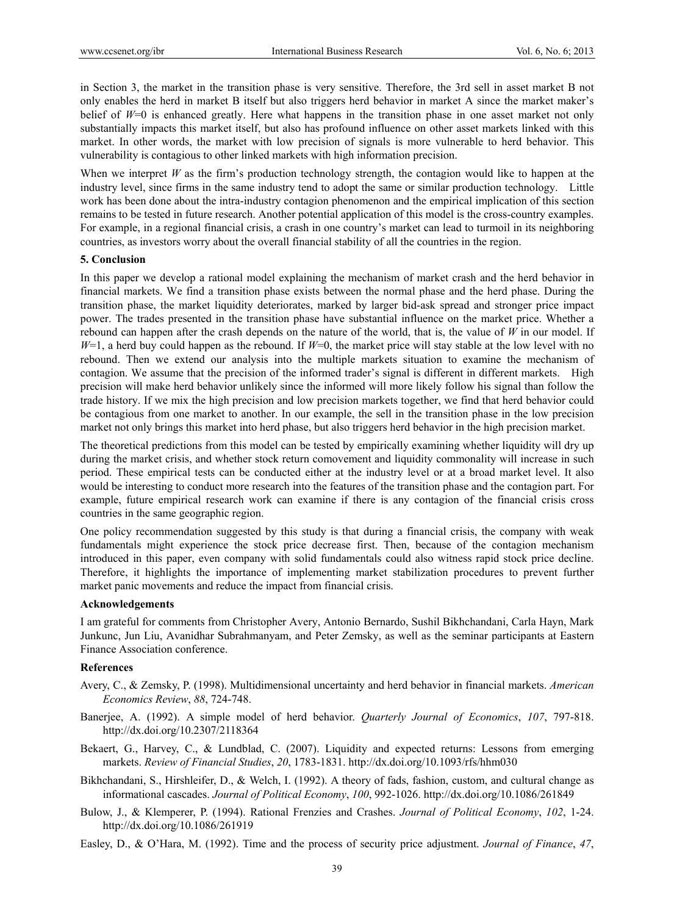in Section 3, the market in the transition phase is very sensitive. Therefore, the 3rd sell in asset market B not only enables the herd in market B itself but also triggers herd behavior in market A since the market maker's belief of $W$=0 is enhanced greatly. Here what happens in the transition phase in one asset market not only substantially impacts this market itself, but also has profound influence on other asset markets linked with this market. In other words, the market with low precision of signals is more vulnerable to herd behavior. This vulnerability is contagious to other linked markets with high information precision.

When we interpret $W$ as the firm's production technology strength, the contagion would like to happen at the industry level, since firms in the same industry tend to adopt the same or similar production technology. Little work has been done about the intra-industry contagion phenomenon and the empirical implication of this section remains to be tested in future research. Another potential application of this model is the cross-country examples. For example, in a regional financial crisis, a crash in one country's market can lead to turmoil in its neighboring countries, as investors worry about the overall financial stability of all the countries in the region.

## 5. Conclusion

In this paper we develop a rational model explaining the mechanism of market crash and the herd behavior in financial markets. We find a transition phase exists between the normal phase and the herd phase. During the transition phase, the market liquidity deteriorates, marked by larger bid-ask spread and stronger price impact power. The trades presented in the transition phase have substantial influence on the market price. Whether a rebound can happen after the crash depends on the nature of the world, that is, the value of $W$ in our model. If $W$=1, a herd buy could happen as the rebound. If $W$=0, the market price will stay stable at the low level with no rebound. Then we extend our analysis into the multiple markets situation to examine the mechanism of contagion. We assume that the precision of the informed trader's signal is different in different markets. High precision will make herd behavior unlikely since the informed will more likely follow his signal than follow the trade history. If we mix the high precision and low precision markets together, we find that herd behavior could be contagious from one market to another. In our example, the sell in the transition phase in the low precision market not only brings this market into herd phase, but also triggers herd behavior in the high precision market.

The theoretical predictions from this model can be tested by empirically examining whether liquidity will dry up during the market crisis, and whether stock return comovement and liquidity commonality will increase in such period. These empirical tests can be conducted either at the industry level or at a broad market level. It also would be interesting to conduct more research into the features of the transition phase and the contagion part. For example, future empirical research work can examine if there is any contagion of the financial crisis cross countries in the same geographic region.

One policy recommendation suggested by this study is that during a financial crisis, the company with weak fundamentals might experience the stock price decrease first. Then, because of the contagion mechanism introduced in this paper, even company with solid fundamentals could also witness rapid stock price decline. Therefore, it highlights the importance of implementing market stabilization procedures to prevent further market panic movements and reduce the impact from financial crisis.

### Acknowledgements

I am grateful for comments from Christopher Avery, Antonio Bernardo, Sushil Bikhchandani, Carla Hayn, Mark Junkunc, Jun Liu, Avanidhar Subrahmanyam, and Peter Zemsky, as well as the seminar participants at Eastern Finance Association conference.

### References

Avery, C., & Zemsky, P. (1998). Multidimensional uncertainty and herd behavior in financial markets. *American Economics Review*, *88*, 724-748.

Banerjee, A. (1992). A simple model of herd behavior. *Quarterly Journal of Economics*, *107*, 797-818. http://dx.doi.org/10.2307/2118364

Bekaert, G., Harvey, C., & Lundblad, C. (2007). Liquidity and expected returns: Lessons from emerging markets. *Review of Financial Studies*, *20*, 1783-1831. http://dx.doi.org/10.1093/rfs/hhm030

Bikhchandani, S., Hirshleifer, D., & Welch, I. (1992). A theory of fads, fashion, custom, and cultural change as informational cascades. *Journal of Political Economy*, *100*, 992-1026. http://dx.doi.org/10.1086/261849

Bulow, J., & Klemperer, P. (1994). Rational Frenzies and Crashes. *Journal of Political Economy*, *102*, 1-24. http://dx.doi.org/10.1086/261919

Easley, D., & O'Hara, M. (1992). Time and the process of security price adjustment. *Journal of Finance*, *47*,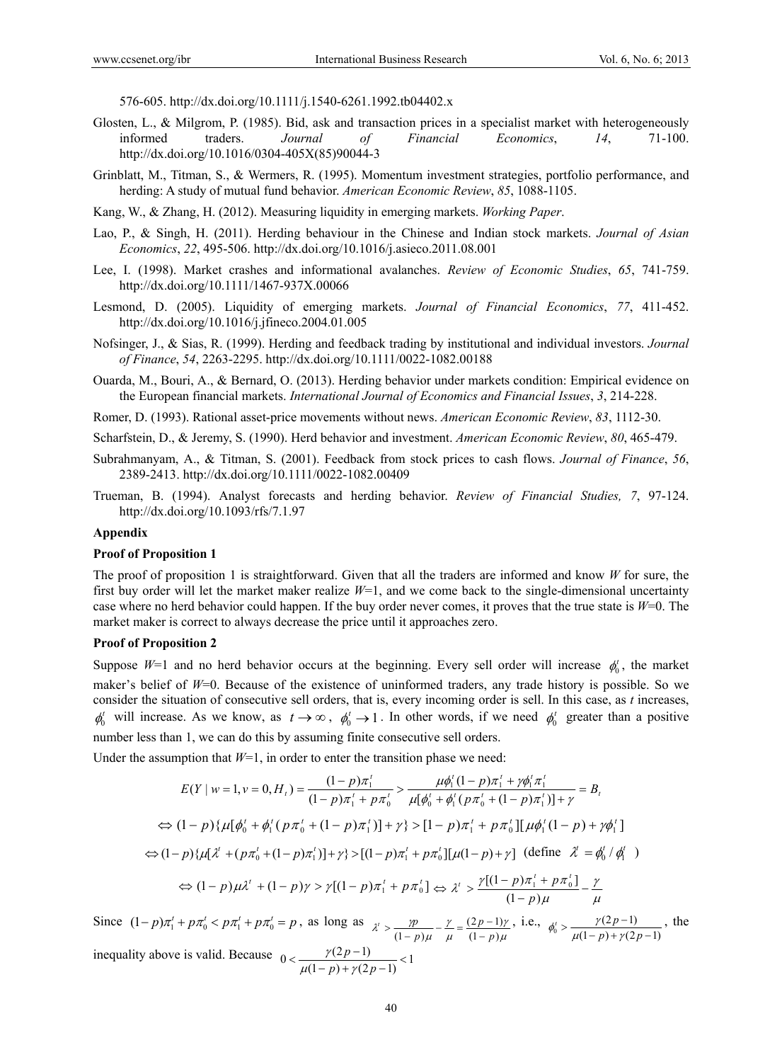576-605. http://dx.doi.org/10.1111/j.1540-6261.1992.tb04402.x

Glosten, L., & Milgrom, P. (1985). Bid, ask and transaction prices in a specialist market with heterogeneously informed traders. *Journal of Financial Economics*, *14*, 71-100. http://dx.doi.org/10.1016/0304-405X(85)90044-3

Grinblatt, M., Titman, S., & Wermers, R. (1995). Momentum investment strategies, portfolio performance, and herding: A study of mutual fund behavior. *American Economic Review*, *85*, 1088-1105.

Kang, W., & Zhang, H. (2012). Measuring liquidity in emerging markets. *Working Paper*.

Lao, P., & Singh, H. (2011). Herding behaviour in the Chinese and Indian stock markets. *Journal of Asian Economics*, *22*, 495-506. http://dx.doi.org/10.1016/j.asieco.2011.08.001

Lee, I. (1998). Market crashes and informational avalanches. *Review of Economic Studies*, *65*, 741-759. http://dx.doi.org/10.1111/1467-937X.00066

Lesmond, D. (2005). Liquidity of emerging markets. *Journal of Financial Economics*, *77*, 411-452. http://dx.doi.org/10.1016/j.jfineco.2004.01.005

Nofsinger, J., & Sias, R. (1999). Herding and feedback trading by institutional and individual investors. *Journal of Finance*, *54*, 2263-2295. http://dx.doi.org/10.1111/0022-1082.00188

Ouarda, M., Bouri, A., & Bernard, O. (2013). Herding behavior under markets condition: Empirical evidence on the European financial markets. *International Journal of Economics and Financial Issues*, *3*, 214-228.

Romer, D. (1993). Rational asset-price movements without news. *American Economic Review*, *83*, 1112-30.

Scharfstein, D., & Jeremy, S. (1990). Herd behavior and investment. *American Economic Review*, *80*, 465-479.

Subrahmanyam, A., & Titman, S. (2001). Feedback from stock prices to cash flows. *Journal of Finance*, *56*, 2389-2413. http://dx.doi.org/10.1111/0022-1082.00409

Trueman, B. (1994). Analyst forecasts and herding behavior. *Review of Financial Studies, 7*, 97-124. http://dx.doi.org/10.1093/rfs/7.1.97

**Appendix**

**Proof of Proposition 1**

The proof of proposition 1 is straightforward. Given that all the traders are informed and know *W* for sure, the first buy order will let the market maker realize *W*=1, and we come back to the single-dimensional uncertainty case where no herd behavior could happen. If the buy order never comes, it proves that the true state is *W*=0. The market maker is correct to always decrease the price until it approaches zero.

**Proof of Proposition 2**

Suppose *W*=1 and no herd behavior occurs at the beginning. Every sell order will increase $\phi_0^t$, the market maker's belief of *W*=0. Because of the existence of uninformed traders, any trade history is possible. So we consider the situation of consecutive sell orders, that is, every incoming order is sell. In this case, as *t* increases, $\phi_0^t$ will increase. As we know, as $t \to \infty$, $\phi_0^t \to 1$. In other words, if we need $\phi_0^t$ greater than a positive number less than 1, we can do this by assuming finite consecutive sell orders.

Under the assumption that *W*=1, in order to enter the transition phase we need:

$$E(Y \mid w=1, v=0, H_t) = \frac{(1-p)\pi_1^t}{(1-p)\pi_1^t + p\pi_0^t} > \frac{\mu\phi_1^t(1-p)\pi_1^t + \gamma\phi_1^t\pi_1^t}{\mu[\phi_0^t + \phi_1^t(p\pi_0^t + (1-p)\pi_1^t)] + \gamma} = B_t$$

$$\Leftrightarrow (1-p)\{\mu[\phi_0^t + \phi_1^t(p\pi_0^t + (1-p)\pi_1^t)] + \gamma\} > [1-p)\pi_1^t + p\pi_0^t][\mu\phi_1^t(1-p) + \gamma\phi_1^t]$$

$$\Leftrightarrow (1-p)\{\mu[\lambda^t + (p\pi_0^t + (1-p)\pi_1^t)] + \gamma\} > [(1-p)\pi_1^t + p\pi_0^t][\mu(1-p) + \gamma] \quad (\text{define } \lambda^t = \phi_0^t / \phi_1^t)$$

$$\Leftrightarrow (1-p)\mu\lambda^t + (1-p)\gamma > \gamma[(1-p)\pi_1^t + p\pi_0^t] \Leftrightarrow \lambda^t > \frac{\gamma[(1-p)\pi_1^t + p\pi_0^t]}{(1-p)\mu} - \frac{\gamma}{\mu}$$

Since $(1-p)\pi_1^t + p\pi_0^t < p\pi_1^t + p\pi_0^t = p$, as long as $\lambda^t > \frac{\gamma p}{(1-p)\mu} - \frac{\gamma}{\mu} = \frac{(2p-1)\gamma}{(1-p)\mu}$, i.e., $\phi_0^t > \frac{\gamma(2p-1)}{\mu(1-p) + \gamma(2p-1)}$, the inequality above is valid. Because $0 < \frac{\gamma(2p-1)}{\mu(1-p) + \gamma(2p-1)} < 1$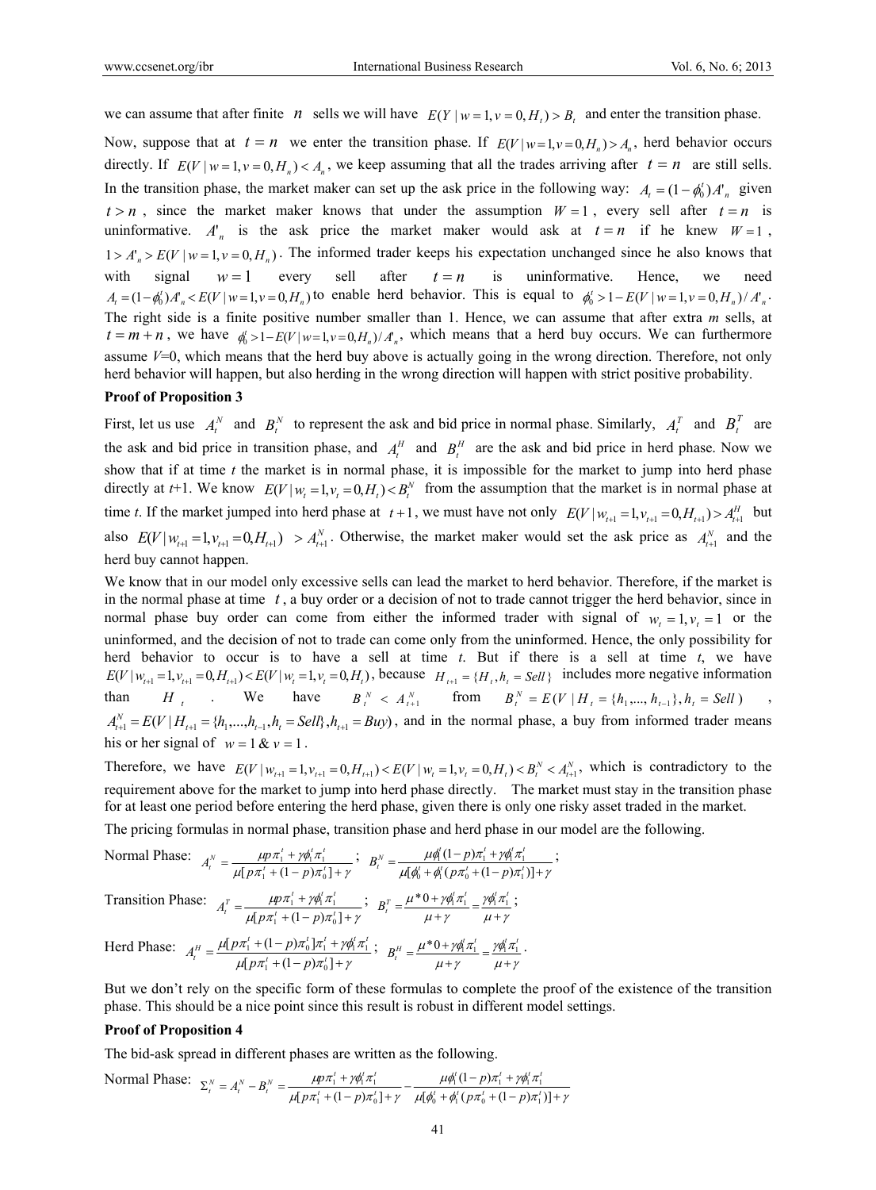we can assume that after finite $n$ sells we will have $E(Y \mid w=1, v=0, H_t) > B_t$ and enter the transition phase.

Now, suppose that at $t=n$ we enter the transition phase. If $E(V \mid w=1, v=0, H_n) > A_n$, herd behavior occurs directly. If $E(V \mid w=1, v=0, H_n) < A_n$, we keep assuming that all the trades arriving after $t=n$ are still sells. In the transition phase, the market maker can set up the ask price in the following way: $A_t = (1-\phi_0^t)A'_n$ given $t > n$, since the market maker knows that under the assumption $W=1$, every sell after $t=n$ is uninformative. $A'_n$ is the ask price the market maker would ask at $t=n$ if he knew $W=1$, $1 > A'_n > E(V \mid w=1, v=0, H_n)$. The informed trader keeps his expectation unchanged since he also knows that with signal $w=1$ every sell after $t=n$ is uninformative. Hence, we need $A_t = (1-\phi_0^t)A'_n < E(V \mid w=1, v=0, H_n)$ to enable herd behavior. This is equal to $\phi_0^t > 1 - E(V \mid w=1, v=0, H_n)/A'_n$. The right side is a finite positive number smaller than 1. Hence, we can assume that after extra $m$ sells, at $t = m+n$, we have $\phi_0^t > 1 - E(V \mid w=1, v=0, H_n)/A'_n$, which means that a herd buy occurs. We can furthermore assume $V$=0, which means that the herd buy above is actually going in the wrong direction. Therefore, not only herd behavior will happen, but also herding in the wrong direction will happen with strict positive probability.

**Proof of Proposition 3**

First, let us use $A_t^N$ and $B_t^N$ to represent the ask and bid price in normal phase. Similarly, $A_t^T$ and $B_t^T$ are the ask and bid price in transition phase, and $A_t^H$ and $B_t^H$ are the ask and bid price in herd phase. Now we show that if at time *t* the market is in normal phase, it is impossible for the market to jump into herd phase directly at *t*+1. We know $E(V \mid w_t=1, v_t=0, H_t) < B_t^N$ from the assumption that the market is in normal phase at time *t*. If the market jumped into herd phase at $t+1$, we must have not only $E(V \mid w_{t+1}=1, v_{t+1}=0, H_{t+1}) > A_{t+1}^H$ but also $E(V \mid w_{t+1}=1, v_{t+1}=0, H_{t+1}) > A_{t+1}^N$. Otherwise, the market maker would set the ask price as $A_{t+1}^N$ and the herd buy cannot happen.

We know that in our model only excessive sells can lead the market to herd behavior. Therefore, if the market is in the normal phase at time $t$, a buy order or a decision of not to trade cannot trigger the herd behavior, since in normal phase buy order can come from either the informed trader with signal of $w_t=1, v_t=1$ or the uninformed, and the decision of not to trade can come only from the uninformed. Hence, the only possibility for herd behavior to occur is to have a sell at time *t*. But if there is a sell at time *t*, we have $E(V \mid w_{t+1}=1, v_{t+1}=0, H_{t+1}) < E(V \mid w_t=1, v_t=0, H_t)$, because $H_{t+1} = \{H_t, h_t = Sell\}$ includes more negative information than $H_t$. We have $B_t^N < A_{t+1}^N$ from $B_t^N = E(V \mid H_t = \{h_1, ..., h_{t-1}\}, h_t = Sell)$, $A_{t+1}^N = E(V \mid H_{t+1} = \{h_1, ..., h_{t-1}, h_t = Sell\}, h_{t+1} = Buy)$, and in the normal phase, a buy from informed trader means his or her signal of $w=1 \,\&\, v=1$.

Therefore, we have $E(V \mid w_{t+1}=1, v_{t+1}=0, H_{t+1}) < E(V \mid w_t=1, v_t=0, H_t) < B_t^N < A_{t+1}^N$, which is contradictory to the requirement above for the market to jump into herd phase directly. The market must stay in the transition phase for at least one period before entering the herd phase, given there is only one risky asset traded in the market.

The pricing formulas in normal phase, transition phase and herd phase in our model are the following.

Normal Phase: $A_t^N = \dfrac{\mu p \pi_1^t + \gamma \phi_1^t \pi_1^t}{\mu[p\pi_1^t + (1-p)\pi_0^t] + \gamma}$; $B_t^N = \dfrac{\mu \phi_1^t (1-p)\pi_1^t + \gamma \phi_1^t \pi_1^t}{\mu[\phi_0^t + \phi_1^t(p\pi_0^t + (1-p)\pi_1^t)] + \gamma}$;

Transition Phase: $A_t^T = \dfrac{\mu p \pi_1^t + \gamma \phi_1^t \pi_1^t}{\mu[p\pi_1^t + (1-p)\pi_0^t] + \gamma}$; $B_t^T = \dfrac{\mu * 0 + \gamma \phi_1^t \pi_1^t}{\mu + \gamma} = \dfrac{\gamma \phi_1^t \pi_1^t}{\mu + \gamma}$;

Herd Phase: $A_t^H = \dfrac{\mu[p\pi_1^t + (1-p)\pi_0^t]\pi_1^t + \gamma \phi_1^t \pi_1^t}{\mu[p\pi_1^t + (1-p)\pi_0^t] + \gamma}$; $B_t^H = \dfrac{\mu * 0 + \gamma \phi_1^t \pi_1^t}{\mu + \gamma} = \dfrac{\gamma \phi_1^t \pi_1^t}{\mu + \gamma}$.

But we don't rely on the specific form of these formulas to complete the proof of the existence of the transition phase. This should be a nice point since this result is robust in different model settings.

**Proof of Proposition 4**

The bid-ask spread in different phases are written as the following.

Normal Phase: $\Sigma_t^N = A_t^N - B_t^N = \dfrac{\mu p \pi_1^t + \gamma \phi_1^t \pi_1^t}{\mu[p\pi_1^t + (1-p)\pi_0^t] + \gamma} - \dfrac{\mu \phi_1^t (1-p)\pi_1^t + \gamma \phi_1^t \pi_1^t}{\mu[\phi_0^t + \phi_1^t(p\pi_0^t + (1-p)\pi_1^t)] + \gamma}$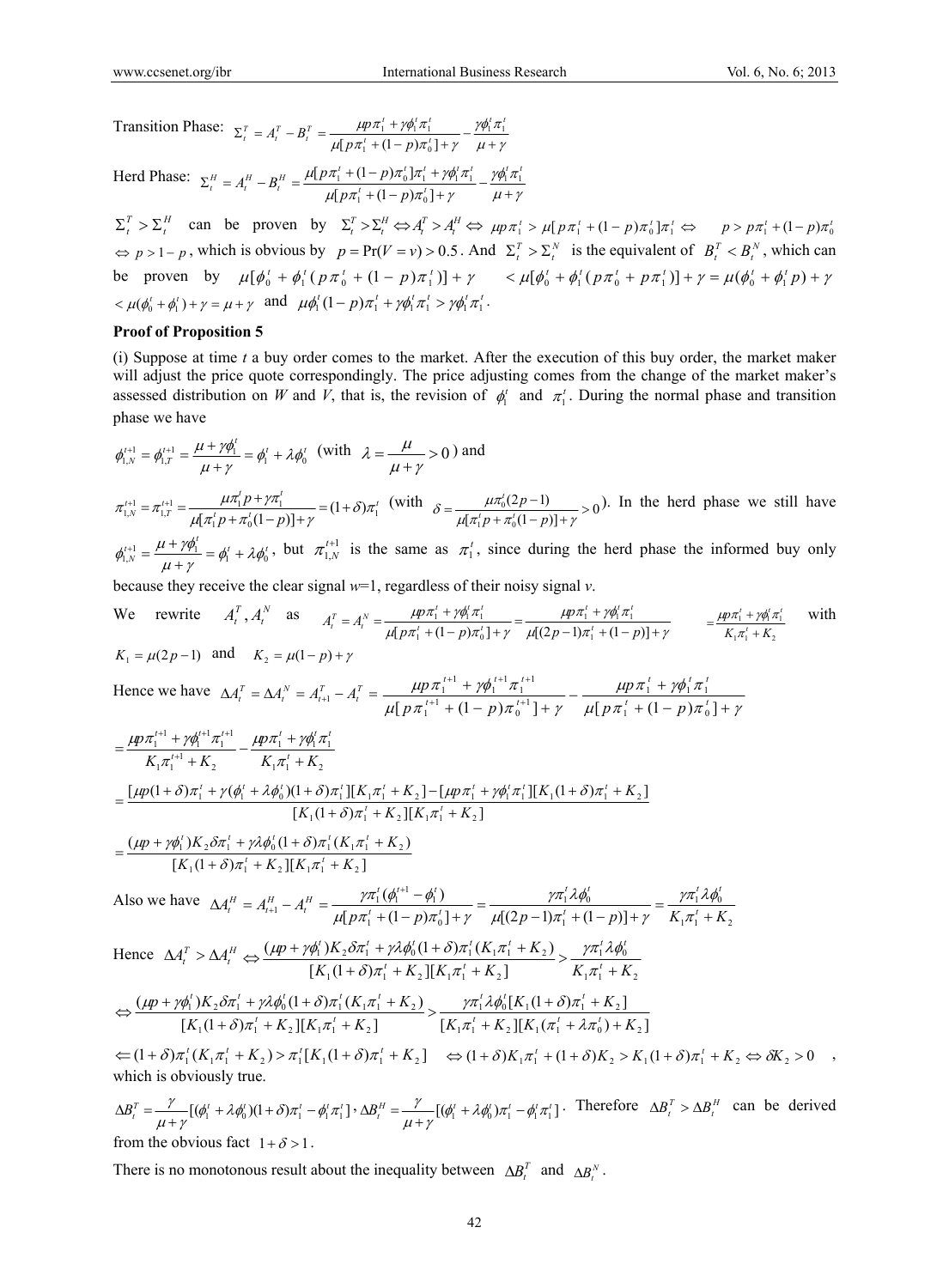Transition Phase: $\Sigma_t^T = A_t^T - B_t^T = \dfrac{\mu p \pi_1^t + \gamma \phi_1^t \pi_1^t}{\mu[p\pi_1^t + (1-p)\pi_0^t] + \gamma} - \dfrac{\gamma \phi_1^t \pi_1^t}{\mu + \gamma}$

Herd Phase: $\Sigma_t^H = A_t^H - B_t^H = \dfrac{\mu[p\pi_1^t + (1-p)\pi_0^t]\pi_1^t + \gamma \phi_1^t \pi_1^t}{\mu[p\pi_1^t + (1-p)\pi_0^t] + \gamma} - \dfrac{\gamma \phi_1^t \pi_1^t}{\mu + \gamma}$

$\Sigma_t^T > \Sigma_t^H$ can be proven by $\Sigma_t^T > \Sigma_t^H \Leftrightarrow A_t^T > A_t^H \Leftrightarrow \mu p \pi_1^t > \mu[p\pi_1^t + (1-p)\pi_0^t]\pi_1^t \Leftrightarrow p > p\pi_1^t + (1-p)\pi_0^t$ $\Leftrightarrow p > 1-p$, which is obvious by $p = \Pr(V = v) > 0.5$. And $\Sigma_t^T > \Sigma_t^N$ is the equivalent of $B_t^T < B_t^N$, which can be proven by $\mu[\phi_0^t + \phi_1^t(p\pi_0^t + (1-p)\pi_1^t)] + \gamma < \mu[\phi_0^t + \phi_1^t(p\pi_0^t + p\pi_1^t)] + \gamma = \mu(\phi_0^t + \phi_1^t p) + \gamma$ $< \mu(\phi_0^t + \phi_1^t) + \gamma = \mu + \gamma$ and $\mu\phi_1^t(1-p)\pi_1^t + \gamma\phi_1^t\pi_1^t > \gamma\phi_1^t\pi_1^t$.

**Proof of Proposition 5**

(i) Suppose at time $t$ a buy order comes to the market. After the execution of this buy order, the market maker will adjust the price quote correspondingly. The price adjusting comes from the change of the market maker's assessed distribution on $W$ and $V$, that is, the revision of $\phi_1^t$ and $\pi_1^t$. During the normal phase and transition phase we have

$\phi_{1,N}^{t+1} = \phi_{1,T}^{t+1} = \dfrac{\mu + \gamma\phi_1^t}{\mu + \gamma} = \phi_1^t + \lambda\phi_0^t$ (with $\lambda = \dfrac{\mu}{\mu + \gamma} > 0$) and

$\pi_{1,N}^{t+1} = \pi_{1,T}^{t+1} = \dfrac{\mu\pi_1^t p + \gamma\pi_1^t}{\mu[\pi_1^t p + \pi_0^t(1-p)] + \gamma} = (1+\delta)\pi_1^t$ (with $\delta = \dfrac{\mu\pi_0^t(2p-1)}{\mu[\pi_1^t p + \pi_0^t(1-p)] + \gamma} > 0$). In the herd phase we still have $\phi_{1,N}^{t+1} = \dfrac{\mu + \gamma\phi_1^t}{\mu + \gamma} = \phi_1^t + \lambda\phi_0^t$, but $\pi_{1,N}^{t+1}$ is the same as $\pi_1^t$, since during the herd phase the informed buy only because they receive the clear signal $w$=1, regardless of their noisy signal $v$.

We rewrite $A_t^T, A_t^N$ as $A_t^T = A_t^N = \dfrac{\mu p \pi_1^t + \gamma\phi_1^t\pi_1^t}{\mu[p\pi_1^t + (1-p)\pi_0^t] + \gamma} = \dfrac{\mu p \pi_1^t + \gamma\phi_1^t\pi_1^t}{\mu[(2p-1)\pi_1^t + (1-p)] + \gamma} = \dfrac{\mu p \pi_1^t + \gamma\phi_1^t\pi_1^t}{K_1\pi_1^t + K_2}$ with $K_1 = \mu(2p-1)$ and $K_2 = \mu(1-p) + \gamma$

Hence we have $\Delta A_t^T = \Delta A_t^N = A_{t+1}^T - A_t^T = \dfrac{\mu p \pi_1^{t+1} + \gamma\phi_1^{t+1}\pi_1^{t+1}}{\mu[p\pi_1^{t+1} + (1-p)\pi_0^{t+1}] + \gamma} - \dfrac{\mu p \pi_1^t + \gamma\phi_1^t\pi_1^t}{\mu[p\pi_1^t + (1-p)\pi_0^t] + \gamma}$

$$= \frac{\mu p \pi_1^{t+1} + \gamma\phi_1^{t+1}\pi_1^{t+1}}{K_1\pi_1^{t+1} + K_2} - \frac{\mu p \pi_1^t + \gamma\phi_1^t\pi_1^t}{K_1\pi_1^t + K_2}$$

$$= \frac{[\mu p(1+\delta)\pi_1^t + \gamma(\phi_1^t + \lambda\phi_0^t)(1+\delta)\pi_1^t][K_1\pi_1^t + K_2] - [\mu p\pi_1^t + \gamma\phi_1^t\pi_1^t][K_1(1+\delta)\pi_1^t + K_2]}{[K_1(1+\delta)\pi_1^t + K_2][K_1\pi_1^t + K_2]}$$

$$= \frac{(\mu p + \gamma\phi_1^t)K_2\delta\pi_1^t + \gamma\lambda\phi_0^t(1+\delta)\pi_1^t(K_1\pi_1^t + K_2)}{[K_1(1+\delta)\pi_1^t + K_2][K_1\pi_1^t + K_2]}$$

Also we have $\Delta A_t^H = A_{t+1}^H - A_t^H = \dfrac{\gamma\pi_1^t(\phi_1^{t+1} - \phi_1^t)}{\mu[p\pi_1^t + (1-p)\pi_0^t] + \gamma} = \dfrac{\gamma\pi_1^t\lambda\phi_0^t}{\mu[(2p-1)\pi_1^t + (1-p)] + \gamma} = \dfrac{\gamma\pi_1^t\lambda\phi_0^t}{K_1\pi_1^t + K_2}$

Hence $\Delta A_t^T > \Delta A_t^H \Leftrightarrow \dfrac{(\mu p + \gamma\phi_1^t)K_2\delta\pi_1^t + \gamma\lambda\phi_0^t(1+\delta)\pi_1^t(K_1\pi_1^t + K_2)}{[K_1(1+\delta)\pi_1^t + K_2][K_1\pi_1^t + K_2]} > \dfrac{\gamma\pi_1^t\lambda\phi_0^t}{K_1\pi_1^t + K_2}$

$$\Leftrightarrow \frac{(\mu p + \gamma\phi_1^t)K_2\delta\pi_1^t + \gamma\lambda\phi_0^t(1+\delta)\pi_1^t(K_1\pi_1^t + K_2)}{[K_1(1+\delta)\pi_1^t + K_2][K_1\pi_1^t + K_2]} > \frac{\gamma\pi_1^t\lambda\phi_0^t[K_1(1+\delta)\pi_1^t + K_2]}{[K_1\pi_1^t + K_2][K_1(\pi_1^t + \lambda\pi_0^t) + K_2]}$$

$\Leftarrow (1+\delta)\pi_1^t(K_1\pi_1^t + K_2) > \pi_1^t[K_1(1+\delta)\pi_1^t + K_2] \Leftrightarrow (1+\delta)K_1\pi_1^t + (1+\delta)K_2 > K_1(1+\delta)\pi_1^t + K_2 \Leftrightarrow \delta K_2 > 0$, which is obviously true.

$\Delta B_t^T = \dfrac{\gamma}{\mu + \gamma}[(\phi_1^t + \lambda\phi_0^t)(1+\delta)\pi_1^t - \phi_1^t\pi_1^t]$, $\Delta B_t^H = \dfrac{\gamma}{\mu + \gamma}[(\phi_1^t + \lambda\phi_0^t)\pi_1^t - \phi_1^t\pi_1^t]$. Therefore $\Delta B_t^T > \Delta B_t^H$ can be derived from the obvious fact $1 + \delta > 1$.

There is no monotonous result about the inequality between $\Delta B_t^T$ and $\Delta B_t^N$.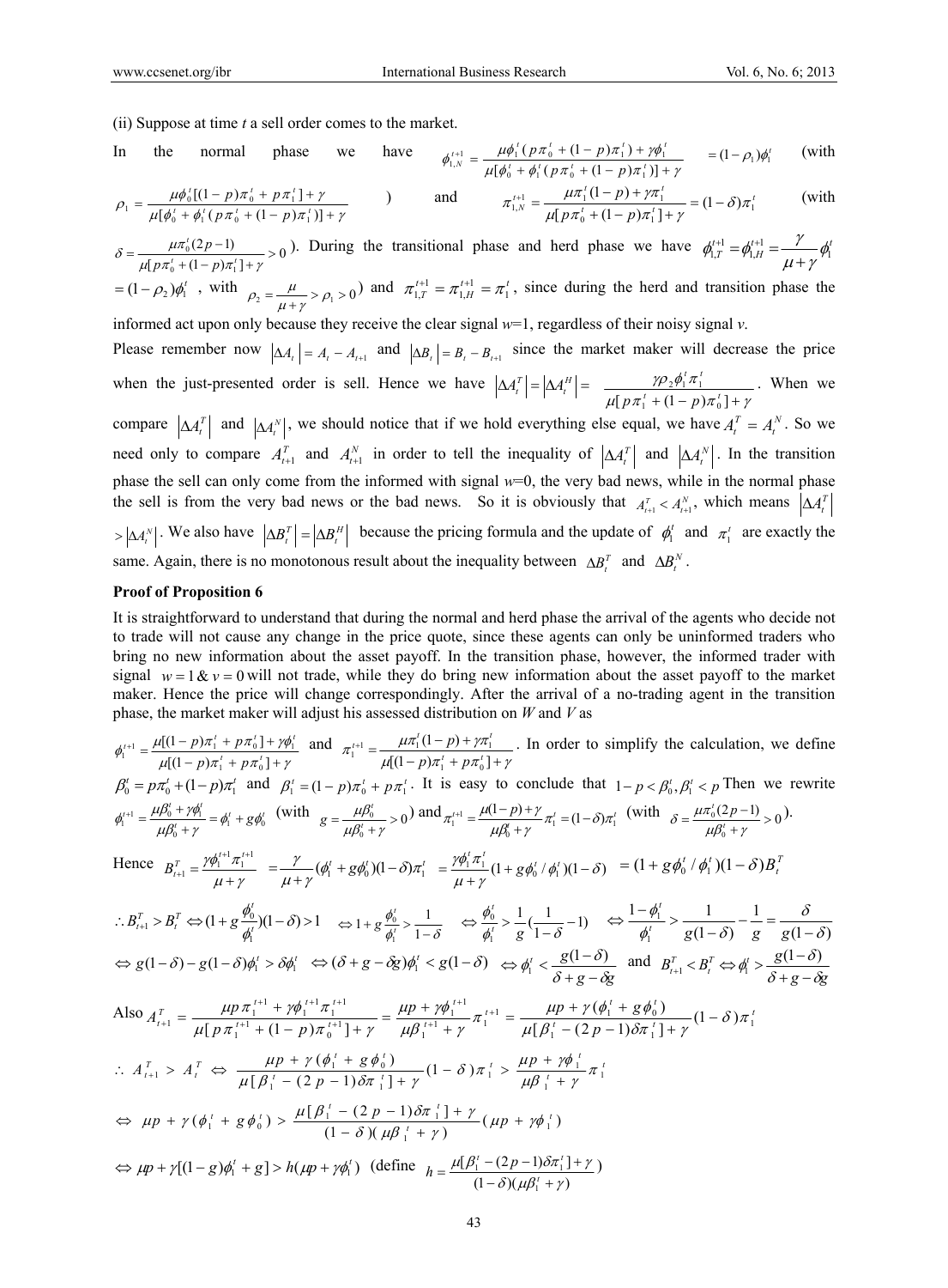(ii) Suppose at time $t$ a sell order comes to the market.

In the normal phase we have $\phi_{1,N}^{t+1} = \dfrac{\mu\phi_1^t(p\pi_0^t + (1-p)\pi_1^t) + \gamma\phi_1^t}{\mu[\phi_0^t + \phi_1^t(p\pi_0^t + (1-p)\pi_1^t)] + \gamma} = (1-\rho_1)\phi_1^t$ (with $\rho_1 = \dfrac{\mu\phi_0^t[(1-p)\pi_0^t + p\pi_1^t] + \gamma}{\mu[\phi_0^t + \phi_1^t(p\pi_0^t + (1-p)\pi_1^t)] + \gamma}$ ) and $\pi_{1,N}^{t+1} = \dfrac{\mu\pi_1^t(1-p) + \gamma\pi_1^t}{\mu[p\pi_0^t + (1-p)\pi_1^t] + \gamma} = (1-\delta)\pi_1^t$ (with $\delta = \dfrac{\mu\pi_0^t(2p-1)}{\mu[p\pi_0^t + (1-p)\pi_1^t] + \gamma} > 0$ ). During the transitional phase and herd phase we have $\phi_{1,T}^{t+1} = \phi_{1,H}^{t+1} = \dfrac{\gamma}{\mu+\gamma}\phi_1^t$ $= (1-\rho_2)\phi_1^t$ , with $\rho_2 = \dfrac{\mu}{\mu+\gamma} > \rho_1 > 0$ ) and $\pi_{1,T}^{t+1} = \pi_{1,H}^{t+1} = \pi_1^t$, since during the herd and transition phase the informed act upon only because they receive the clear signal $w$=1, regardless of their noisy signal $v$.

Please remember now $|\Delta A_t| = A_t - A_{t+1}$ and $|\Delta B_t| = B_t - B_{t+1}$ since the market maker will decrease the price when the just-presented order is sell. Hence we have $|\Delta A_t^T| = |\Delta A_t^H| = \dfrac{\gamma\rho_2\phi_1^t\pi_1^t}{\mu[p\pi_1^t + (1-p)\pi_0^t] + \gamma}$. When we compare $|\Delta A_t^T|$ and $|\Delta A_t^N|$, we should notice that if we hold everything else equal, we have $A_t^T = A_t^N$. So we need only to compare $A_{t+1}^T$ and $A_{t+1}^N$ in order to tell the inequality of $|\Delta A_t^T|$ and $|\Delta A_t^N|$. In the transition phase the sell can only come from the informed with signal $w$=0, the very bad news, while in the normal phase the sell is from the very bad news or the bad news. So it is obviously that $A_{t+1}^T < A_{t+1}^N$, which means $|\Delta A_t^T|$ $> |\Delta A_t^N|$. We also have $|\Delta B_t^T| = |\Delta B_t^H|$ because the pricing formula and the update of $\phi_1^t$ and $\pi_1^t$ are exactly the same. Again, there is no monotonous result about the inequality between $\Delta B_t^T$ and $\Delta B_t^N$.

**Proof of Proposition 6**

It is straightforward to understand that during the normal and herd phase the arrival of the agents who decide not to trade will not cause any change in the price quote, since these agents can only be uninformed traders who bring no new information about the asset payoff. In the transition phase, however, the informed trader with signal $w = 1 \,\&\, v = 0$ will not trade, while they do bring new information about the asset payoff to the market maker. Hence the price will change correspondingly. After the arrival of a no-trading agent in the transition phase, the market maker will adjust his assessed distribution on $W$ and $V$ as

$\phi_1^{t+1} = \dfrac{\mu[(1-p)\pi_1^t + p\pi_0^t] + \gamma\phi_1^t}{\mu[(1-p)\pi_1^t + p\pi_0^t] + \gamma}$ and $\pi_1^{t+1} = \dfrac{\mu\pi_1^t(1-p) + \gamma\pi_1^t}{\mu[(1-p)\pi_1^t + p\pi_0^t] + \gamma}$. In order to simplify the calculation, we define $\beta_0^t = p\pi_0^t + (1-p)\pi_1^t$ and $\beta_1^t = (1-p)\pi_0^t + p\pi_1^t$. It is easy to conclude that $1-p < \beta_0^t, \beta_1^t < p$ Then we rewrite $\phi_1^{t+1} = \dfrac{\mu\beta_0^t + \gamma\phi_1^t}{\mu\beta_0^t + \gamma} = \phi_1^t + g\phi_0^t$ (with $g = \dfrac{\mu\beta_0^t}{\mu\beta_0^t + \gamma} > 0$) and $\pi_1^{t+1} = \dfrac{\mu(1-p) + \gamma}{\mu\beta_0^t + \gamma}\pi_1^t = (1-\delta)\pi_1^t$ (with $\delta = \dfrac{\mu\pi_0^t(2p-1)}{\mu\beta_0^t + \gamma} > 0$).

$$\text{Hence } B_{t+1}^T = \frac{\gamma\phi_1^{t+1}\pi_1^{t+1}}{\mu+\gamma} = \frac{\gamma}{\mu+\gamma}(\phi_1^t + g\phi_0^t)(1-\delta)\pi_1^t = \frac{\gamma\phi_1^t\pi_1^t}{\mu+\gamma}(1 + g\phi_0^t/\phi_1^t)(1-\delta) = (1 + g\phi_0^t/\phi_1^t)(1-\delta)B_t^T$$

$$\therefore B_{t+1}^T > B_t^T \Leftrightarrow (1 + g\frac{\phi_0^t}{\phi_1^t})(1-\delta) > 1 \quad \Leftrightarrow 1 + g\frac{\phi_0^t}{\phi_1^t} > \frac{1}{1-\delta} \quad \Leftrightarrow \frac{\phi_0^t}{\phi_1^t} > \frac{1}{g}(\frac{1}{1-\delta} - 1) \quad \Leftrightarrow \frac{1-\phi_1^t}{\phi_1^t} > \frac{1}{g(1-\delta)} - \frac{1}{g} = \frac{\delta}{g(1-\delta)}$$

$$\Leftrightarrow g(1-\delta) - g(1-\delta)\phi_1^t > \delta\phi_1^t \quad \Leftrightarrow (\delta + g - \delta g)\phi_1^t < g(1-\delta) \quad \Leftrightarrow \phi_1^t < \frac{g(1-\delta)}{\delta + g - \delta g} \quad \text{and} \quad B_{t+1}^T < B_t^T \Leftrightarrow \phi_1^t > \frac{g(1-\delta)}{\delta + g - \delta g}$$

$$\text{Also } A_{t+1}^T = \frac{\mu p\pi_1^{t+1} + \gamma\phi_1^{t+1}\pi_1^{t+1}}{\mu[p\pi_1^{t+1} + (1-p)\pi_0^{t+1}] + \gamma} = \frac{\mu p + \gamma\phi_1^{t+1}}{\mu\beta_1^{t+1} + \gamma}\pi_1^{t+1} = \frac{\mu p + \gamma(\phi_1^t + g\phi_0^t)}{\mu[\beta_1^t - (2p-1)\delta\pi_1^t] + \gamma}(1-\delta)\pi_1^t$$

$$\therefore A_{t+1}^T > A_t^T \Leftrightarrow \frac{\mu p + \gamma(\phi_1^t + g\phi_0^t)}{\mu[\beta_1^t - (2p-1)\delta\pi_1^t] + \gamma}(1-\delta)\pi_1^t > \frac{\mu p + \gamma\phi_1^t}{\mu\beta_1^t + \gamma}\pi_1^t$$

$$\Leftrightarrow \mu p + \gamma(\phi_1^t + g\phi_0^t) > \frac{\mu[\beta_1^t - (2p-1)\delta\pi_1^t] + \gamma}{(1-\delta)(\mu\beta_1^t + \gamma)}(\mu p + \gamma\phi_1^t)$$

$$\Leftrightarrow \mu p + \gamma[(1-g)\phi_1^t + g] > h(\mu p + \gamma\phi_1^t) \quad \left(\text{define } h = \frac{\mu[\beta_1^t - (2p-1)\delta\pi_1^t] + \gamma}{(1-\delta)(\mu\beta_1^t + \gamma)}\right)$$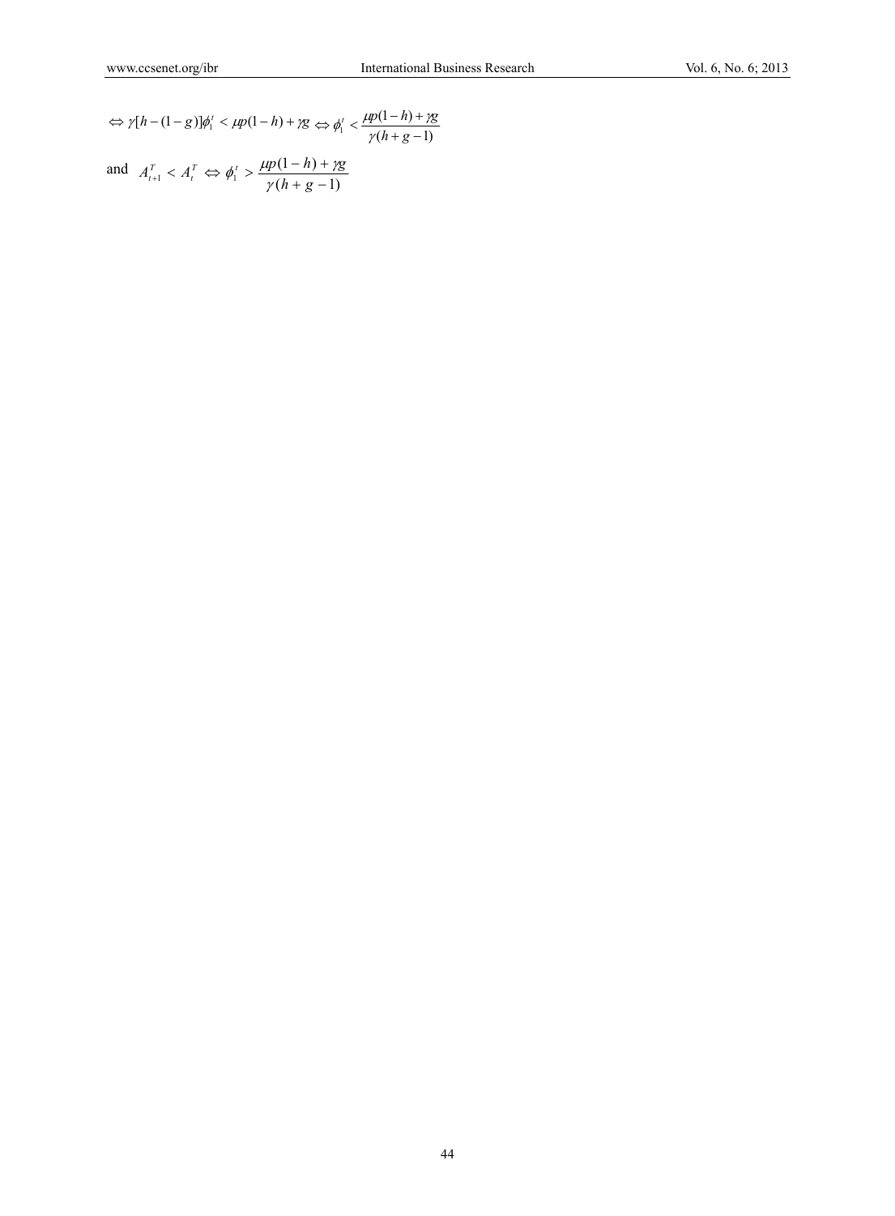$$\Leftrightarrow \gamma[h-(1-g)]\phi_1^t < \mu p(1-h) + \gamma g \Leftrightarrow \phi_1^t < \frac{\mu p(1-h)+\gamma g}{\gamma(h+g-1)}$$

and $A_{t+1}^T < A_t^T \Leftrightarrow \phi_1^t > \dfrac{\mu p(1-h)+\gamma g}{\gamma(h+g-1)}$